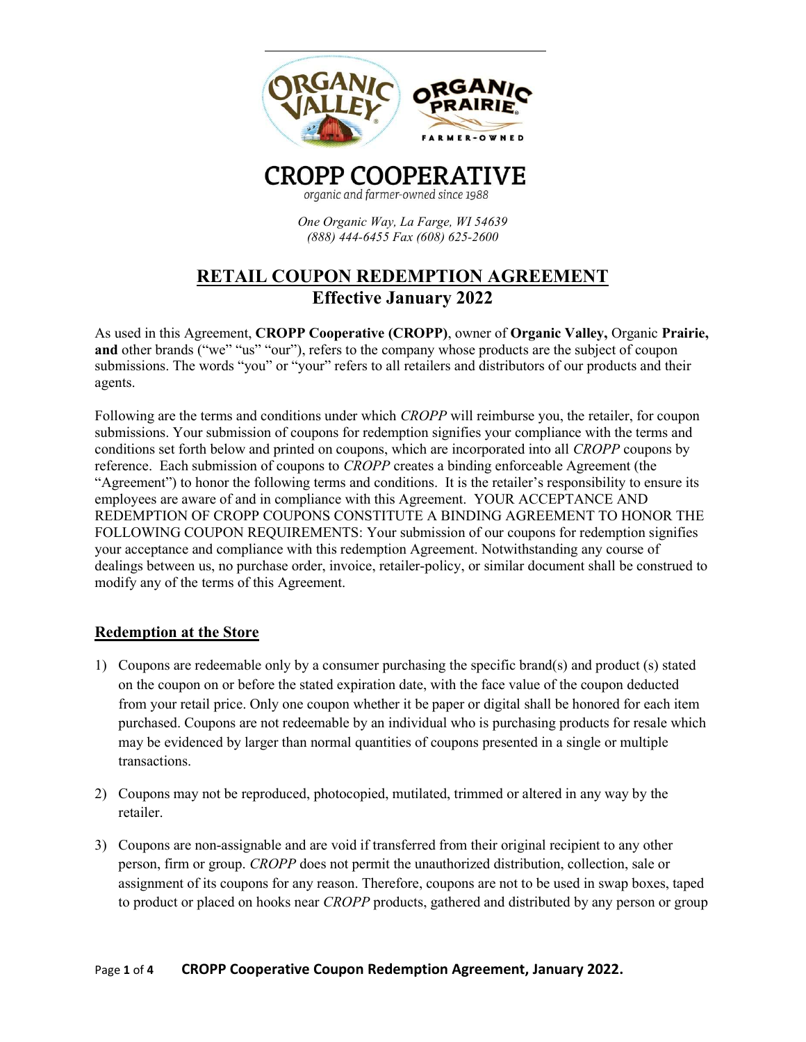# CROPP COOPERATIVE

*organic and farmer-owned since 1988*

*One Organic Way, La Farge, WI 54639*
*(888) 444-6455 Fax (608) 625-2600*

## RETAIL COUPON REDEMPTION AGREEMENT
## Effective January 2022

As used in this Agreement, **CROPP Cooperative (CROPP)**, owner of **Organic Valley,** Organic **Prairie, and** other brands ("we" "us" "our"), refers to the company whose products are the subject of coupon submissions. The words "you" or "your" refers to all retailers and distributors of our products and their agents.

Following are the terms and conditions under which *CROPP* will reimburse you, the retailer, for coupon submissions. Your submission of coupons for redemption signifies your compliance with the terms and conditions set forth below and printed on coupons, which are incorporated into all *CROPP* coupons by reference. Each submission of coupons to *CROPP* creates a binding enforceable Agreement (the "Agreement") to honor the following terms and conditions. It is the retailer's responsibility to ensure its employees are aware of and in compliance with this Agreement. YOUR ACCEPTANCE AND REDEMPTION OF CROPP COUPONS CONSTITUTE A BINDING AGREEMENT TO HONOR THE FOLLOWING COUPON REQUIREMENTS: Your submission of our coupons for redemption signifies your acceptance and compliance with this redemption Agreement. Notwithstanding any course of dealings between us, no purchase order, invoice, retailer-policy, or similar document shall be construed to modify any of the terms of this Agreement.

### Redemption at the Store

1) Coupons are redeemable only by a consumer purchasing the specific brand(s) and product (s) stated on the coupon on or before the stated expiration date, with the face value of the coupon deducted from your retail price. Only one coupon whether it be paper or digital shall be honored for each item purchased. Coupons are not redeemable by an individual who is purchasing products for resale which may be evidenced by larger than normal quantities of coupons presented in a single or multiple transactions.

2) Coupons may not be reproduced, photocopied, mutilated, trimmed or altered in any way by the retailer.

3) Coupons are non-assignable and are void if transferred from their original recipient to any other person, firm or group. *CROPP* does not permit the unauthorized distribution, collection, sale or assignment of its coupons for any reason. Therefore, coupons are not to be used in swap boxes, taped to product or placed on hooks near *CROPP* products, gathered and distributed by any person or group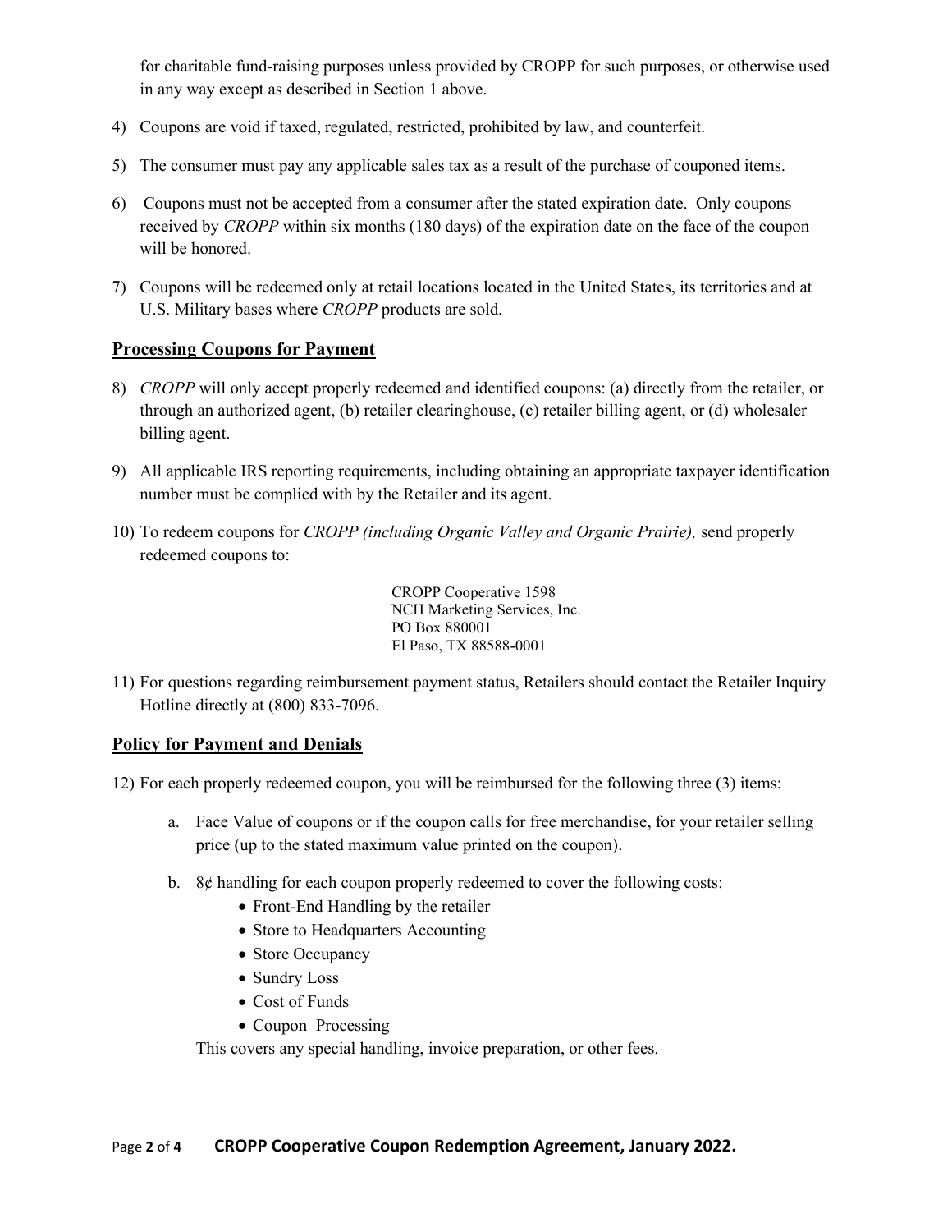for charitable fund-raising purposes unless provided by CROPP for such purposes, or otherwise used in any way except as described in Section 1 above.

4) Coupons are void if taxed, regulated, restricted, prohibited by law, and counterfeit.

5) The consumer must pay any applicable sales tax as a result of the purchase of couponed items.

6) Coupons must not be accepted from a consumer after the stated expiration date. Only coupons received by *CROPP* within six months (180 days) of the expiration date on the face of the coupon will be honored.

7) Coupons will be redeemed only at retail locations located in the United States, its territories and at U.S. Military bases where *CROPP* products are sold.

## Processing Coupons for Payment

8) *CROPP* will only accept properly redeemed and identified coupons: (a) directly from the retailer, or through an authorized agent, (b) retailer clearinghouse, (c) retailer billing agent, or (d) wholesaler billing agent.

9) All applicable IRS reporting requirements, including obtaining an appropriate taxpayer identification number must be complied with by the Retailer and its agent.

10) To redeem coupons for *CROPP (including Organic Valley and Organic Prairie),* send properly redeemed coupons to:

    CROPP Cooperative 1598
    NCH Marketing Services, Inc.
    PO Box 880001
    El Paso, TX 88588-0001

11) For questions regarding reimbursement payment status, Retailers should contact the Retailer Inquiry Hotline directly at (800) 833-7096.

## Policy for Payment and Denials

12) For each properly redeemed coupon, you will be reimbursed for the following three (3) items:

    a. Face Value of coupons or if the coupon calls for free merchandise, for your retailer selling price (up to the stated maximum value printed on the coupon).

    b. 8¢ handling for each coupon properly redeemed to cover the following costs:
       - Front-End Handling by the retailer
       - Store to Headquarters Accounting
       - Store Occupancy
       - Sundry Loss
       - Cost of Funds
       - Coupon Processing

       This covers any special handling, invoice preparation, or other fees.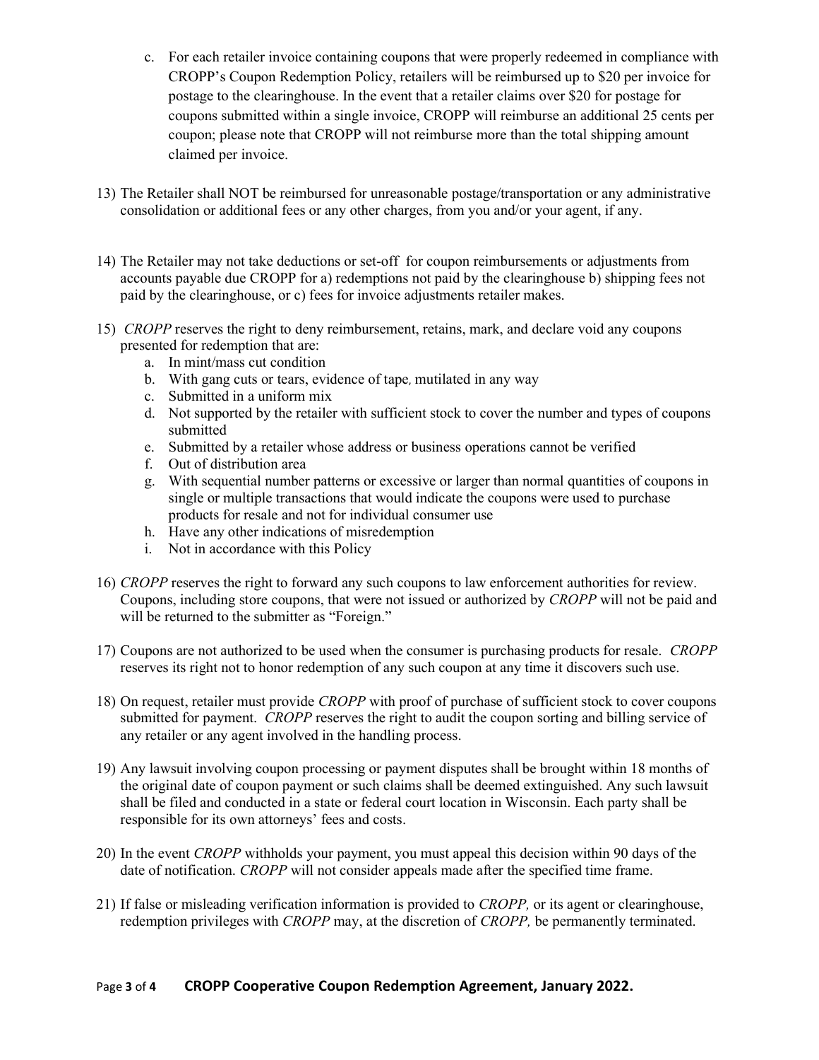c. For each retailer invoice containing coupons that were properly redeemed in compliance with CROPP's Coupon Redemption Policy, retailers will be reimbursed up to $20 per invoice for postage to the clearinghouse. In the event that a retailer claims over $20 for postage for coupons submitted within a single invoice, CROPP will reimburse an additional 25 cents per coupon; please note that CROPP will not reimburse more than the total shipping amount claimed per invoice.

13) The Retailer shall NOT be reimbursed for unreasonable postage/transportation or any administrative consolidation or additional fees or any other charges, from you and/or your agent, if any.

14) The Retailer may not take deductions or set-off for coupon reimbursements or adjustments from accounts payable due CROPP for a) redemptions not paid by the clearinghouse b) shipping fees not paid by the clearinghouse, or c) fees for invoice adjustments retailer makes.

15) *CROPP* reserves the right to deny reimbursement, retains, mark, and declare void any coupons presented for redemption that are:
    a. In mint/mass cut condition
    b. With gang cuts or tears, evidence of tape, mutilated in any way
    c. Submitted in a uniform mix
    d. Not supported by the retailer with sufficient stock to cover the number and types of coupons submitted
    e. Submitted by a retailer whose address or business operations cannot be verified
    f. Out of distribution area
    g. With sequential number patterns or excessive or larger than normal quantities of coupons in single or multiple transactions that would indicate the coupons were used to purchase products for resale and not for individual consumer use
    h. Have any other indications of misredemption
    i. Not in accordance with this Policy

16) *CROPP* reserves the right to forward any such coupons to law enforcement authorities for review. Coupons, including store coupons, that were not issued or authorized by *CROPP* will not be paid and will be returned to the submitter as "Foreign."

17) Coupons are not authorized to be used when the consumer is purchasing products for resale. *CROPP* reserves its right not to honor redemption of any such coupon at any time it discovers such use.

18) On request, retailer must provide *CROPP* with proof of purchase of sufficient stock to cover coupons submitted for payment. *CROPP* reserves the right to audit the coupon sorting and billing service of any retailer or any agent involved in the handling process.

19) Any lawsuit involving coupon processing or payment disputes shall be brought within 18 months of the original date of coupon payment or such claims shall be deemed extinguished. Any such lawsuit shall be filed and conducted in a state or federal court location in Wisconsin. Each party shall be responsible for its own attorneys' fees and costs.

20) In the event *CROPP* withholds your payment, you must appeal this decision within 90 days of the date of notification. *CROPP* will not consider appeals made after the specified time frame.

21) If false or misleading verification information is provided to *CROPP,* or its agent or clearinghouse, redemption privileges with *CROPP* may, at the discretion of *CROPP,* be permanently terminated.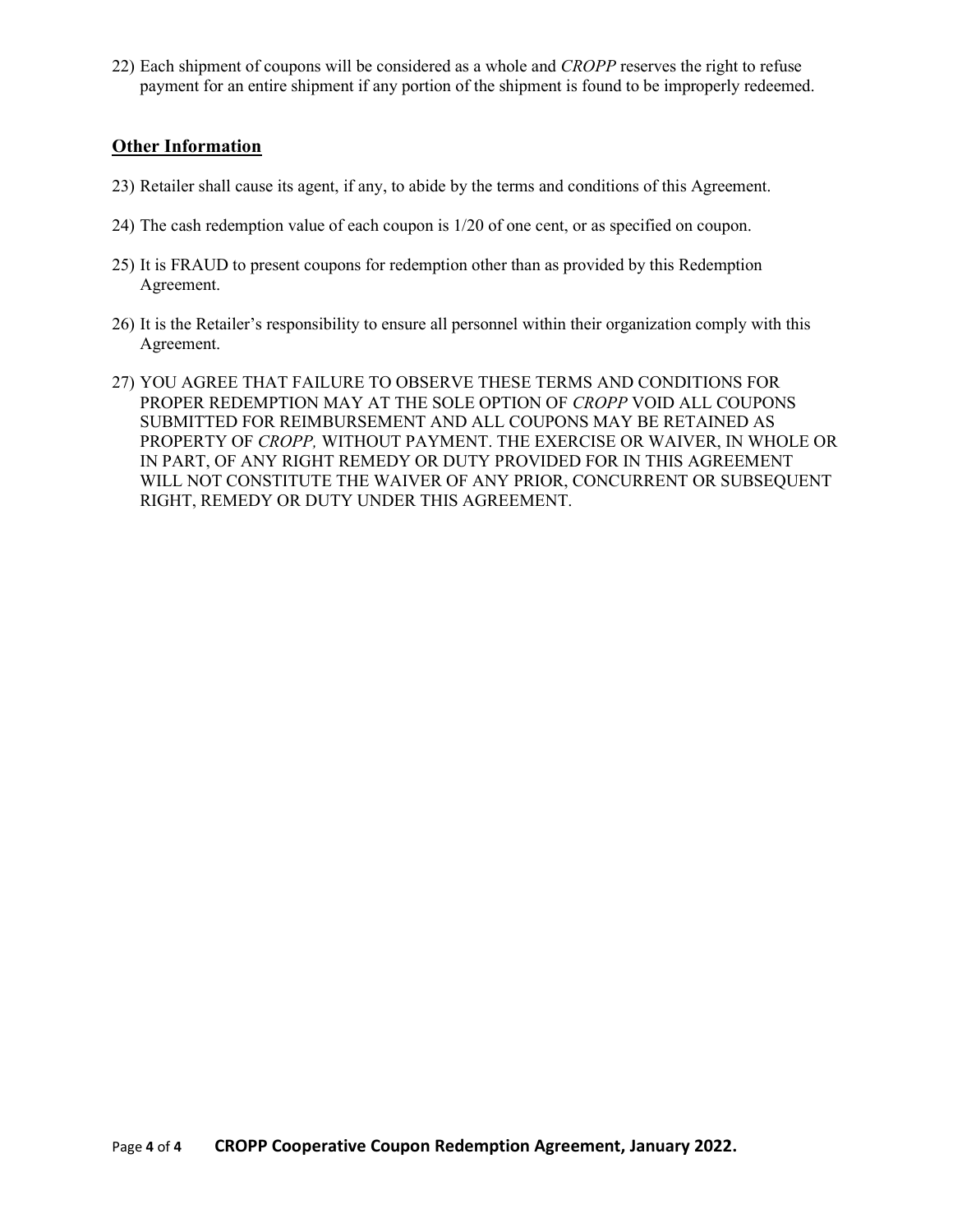22) Each shipment of coupons will be considered as a whole and *CROPP* reserves the right to refuse payment for an entire shipment if any portion of the shipment is found to be improperly redeemed.

## Other Information

23) Retailer shall cause its agent, if any, to abide by the terms and conditions of this Agreement.

24) The cash redemption value of each coupon is 1/20 of one cent, or as specified on coupon.

25) It is FRAUD to present coupons for redemption other than as provided by this Redemption Agreement.

26) It is the Retailer's responsibility to ensure all personnel within their organization comply with this Agreement.

27) YOU AGREE THAT FAILURE TO OBSERVE THESE TERMS AND CONDITIONS FOR PROPER REDEMPTION MAY AT THE SOLE OPTION OF *CROPP* VOID ALL COUPONS SUBMITTED FOR REIMBURSEMENT AND ALL COUPONS MAY BE RETAINED AS PROPERTY OF *CROPP,* WITHOUT PAYMENT. THE EXERCISE OR WAIVER, IN WHOLE OR IN PART, OF ANY RIGHT REMEDY OR DUTY PROVIDED FOR IN THIS AGREEMENT WILL NOT CONSTITUTE THE WAIVER OF ANY PRIOR, CONCURRENT OR SUBSEQUENT RIGHT, REMEDY OR DUTY UNDER THIS AGREEMENT.